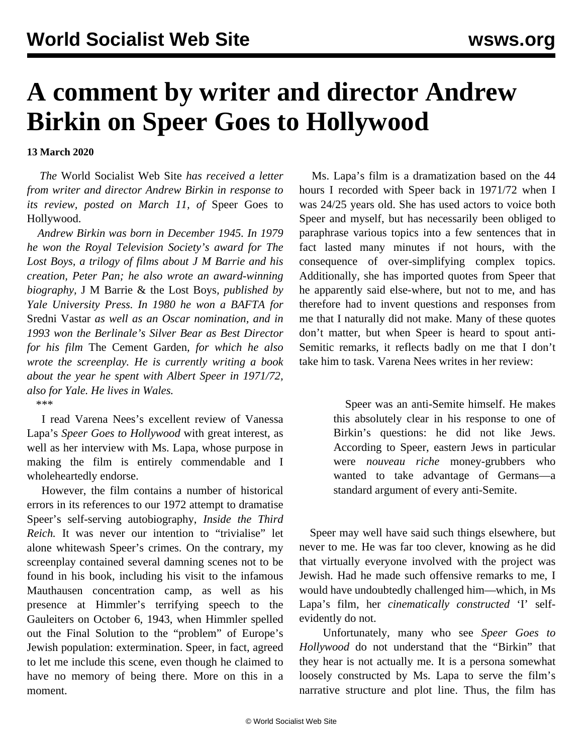# A comment by writer and director Andrew Birkin on Speer Goes to Hollywood

**13 March 2020**

*The* World Socialist Web Site *has received a letter from writer and director Andrew Birkin in response to its review, posted on March 11, of* Speer Goes to Hollywood.

*Andrew Birkin was born in December 1945. In 1979 he won the Royal Television Society's award for The Lost Boys, a trilogy of films about J M Barrie and his creation, Peter Pan; he also wrote an award-winning biography,* J M Barrie & the Lost Boys*, published by Yale University Press. In 1980 he won a BAFTA for* Sredni Vastar *as well as an Oscar nomination, and in 1993 won the Berlinale's Silver Bear as Best Director for his film* The Cement Garden*, for which he also wrote the screenplay. He is currently writing a book about the year he spent with Albert Speer in 1971/72, also for Yale. He lives in Wales.*

***

I read Varena Nees's excellent review of Vanessa Lapa's *Speer Goes to Hollywood* with great interest, as well as her interview with Ms. Lapa, whose purpose in making the film is entirely commendable and I wholeheartedly endorse.

However, the film contains a number of historical errors in its references to our 1972 attempt to dramatise Speer's self-serving autobiography, *Inside the Third Reich.* It was never our intention to "trivialise" let alone whitewash Speer's crimes. On the contrary, my screenplay contained several damning scenes not to be found in his book, including his visit to the infamous Mauthausen concentration camp, as well as his presence at Himmler's terrifying speech to the Gauleiters on October 6, 1943, when Himmler spelled out the Final Solution to the "problem" of Europe's Jewish population: extermination. Speer, in fact, agreed to let me include this scene, even though he claimed to have no memory of being there. More on this in a moment.

Ms. Lapa's film is a dramatization based on the 44 hours I recorded with Speer back in 1971/72 when I was 24/25 years old. She has used actors to voice both Speer and myself, but has necessarily been obliged to paraphrase various topics into a few sentences that in fact lasted many minutes if not hours, with the consequence of over-simplifying complex topics. Additionally, she has imported quotes from Speer that he apparently said else-where, but not to me, and has therefore had to invent questions and responses from me that I naturally did not make. Many of these quotes don't matter, but when Speer is heard to spout anti-Semitic remarks, it reflects badly on me that I don't take him to task. Varena Nees writes in her review:

> Speer was an anti-Semite himself. He makes this absolutely clear in his response to one of Birkin's questions: he did not like Jews. According to Speer, eastern Jews in particular were *nouveau riche* money-grubbers who wanted to take advantage of Germans—a standard argument of every anti-Semite.

Speer may well have said such things elsewhere, but never to me. He was far too clever, knowing as he did that virtually everyone involved with the project was Jewish. Had he made such offensive remarks to me, I would have undoubtedly challenged him—which, in Ms Lapa's film, her *cinematically constructed* 'I' self-evidently do not.

Unfortunately, many who see *Speer Goes to Hollywood* do not understand that the "Birkin" that they hear is not actually me. It is a persona somewhat loosely constructed by Ms. Lapa to serve the film's narrative structure and plot line. Thus, the film has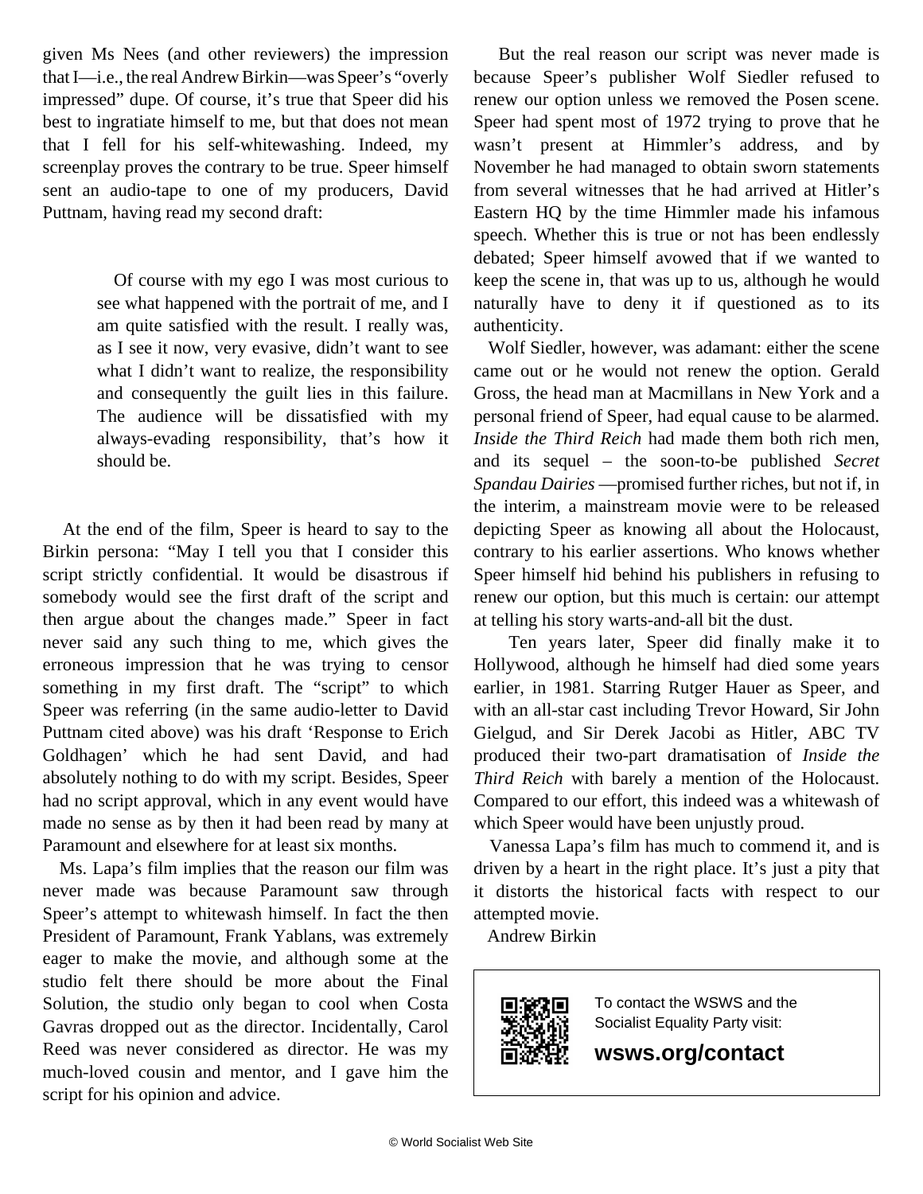given Ms Nees (and other reviewers) the impression that I—i.e., the real Andrew Birkin—was Speer's "overly impressed" dupe. Of course, it's true that Speer did his best to ingratiate himself to me, but that does not mean that I fell for his self-whitewashing. Indeed, my screenplay proves the contrary to be true. Speer himself sent an audio-tape to one of my producers, David Puttnam, having read my second draft:

> Of course with my ego I was most curious to see what happened with the portrait of me, and I am quite satisfied with the result. I really was, as I see it now, very evasive, didn't want to see what I didn't want to realize, the responsibility and consequently the guilt lies in this failure. The audience will be dissatisfied with my always-evading responsibility, that's how it should be.

At the end of the film, Speer is heard to say to the Birkin persona: "May I tell you that I consider this script strictly confidential. It would be disastrous if somebody would see the first draft of the script and then argue about the changes made." Speer in fact never said any such thing to me, which gives the erroneous impression that he was trying to censor something in my first draft. The "script" to which Speer was referring (in the same audio-letter to David Puttnam cited above) was his draft 'Response to Erich Goldhagen' which he had sent David, and had absolutely nothing to do with my script. Besides, Speer had no script approval, which in any event would have made no sense as by then it had been read by many at Paramount and elsewhere for at least six months.

Ms. Lapa's film implies that the reason our film was never made was because Paramount saw through Speer's attempt to whitewash himself. In fact the then President of Paramount, Frank Yablans, was extremely eager to make the movie, and although some at the studio felt there should be more about the Final Solution, the studio only began to cool when Costa Gavras dropped out as the director. Incidentally, Carol Reed was never considered as director. He was my much-loved cousin and mentor, and I gave him the script for his opinion and advice.

But the real reason our script was never made is because Speer's publisher Wolf Siedler refused to renew our option unless we removed the Posen scene. Speer had spent most of 1972 trying to prove that he wasn't present at Himmler's address, and by November he had managed to obtain sworn statements from several witnesses that he had arrived at Hitler's Eastern HQ by the time Himmler made his infamous speech. Whether this is true or not has been endlessly debated; Speer himself avowed that if we wanted to keep the scene in, that was up to us, although he would naturally have to deny it if questioned as to its authenticity.

Wolf Siedler, however, was adamant: either the scene came out or he would not renew the option. Gerald Gross, the head man at Macmillans in New York and a personal friend of Speer, had equal cause to be alarmed. *Inside the Third Reich* had made them both rich men, and its sequel – the soon-to-be published *Secret Spandau Dairies* —promised further riches, but not if, in the interim, a mainstream movie were to be released depicting Speer as knowing all about the Holocaust, contrary to his earlier assertions. Who knows whether Speer himself hid behind his publishers in refusing to renew our option, but this much is certain: our attempt at telling his story warts-and-all bit the dust.

Ten years later, Speer did finally make it to Hollywood, although he himself had died some years earlier, in 1981. Starring Rutger Hauer as Speer, and with an all-star cast including Trevor Howard, Sir John Gielgud, and Sir Derek Jacobi as Hitler, ABC TV produced their two-part dramatisation of *Inside the Third Reich* with barely a mention of the Holocaust. Compared to our effort, this indeed was a whitewash of which Speer would have been unjustly proud.

Vanessa Lapa's film has much to commend it, and is driven by a heart in the right place. It's just a pity that it distorts the historical facts with respect to our attempted movie.

Andrew Birkin

To contact the WSWS and the Socialist Equality Party visit:

**wsws.org/contact**